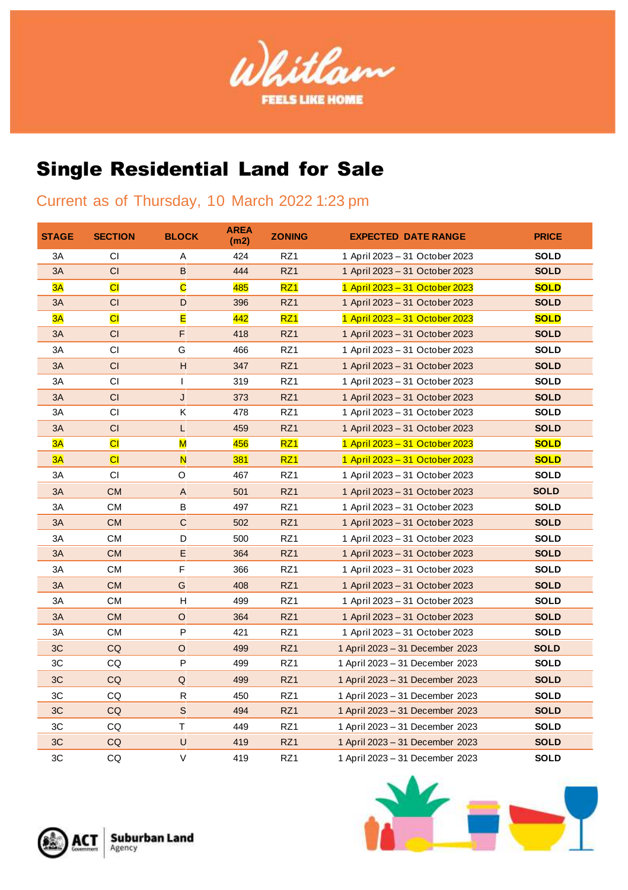Whitlam

FEELS LIKE HOME

# Single Residential Land for Sale

Current as of Thursday, 10 March 2022 1:23 pm

| STAGE | SECTION | BLOCK | AREA (m2) | ZONING | EXPECTED DATE RANGE | PRICE |
|---|---|---|---|---|---|---|
| 3A | CI | A | 424 | RZ1 | 1 April 2023 – 31 October 2023 | **SOLD** |
| 3A | CI | B | 444 | RZ1 | 1 April 2023 – 31 October 2023 | **SOLD** |
| 3A | CI | C | 485 | RZ1 | 1 April 2023 – 31 October 2023 | **SOLD** |
| 3A | CI | D | 396 | RZ1 | 1 April 2023 – 31 October 2023 | **SOLD** |
| 3A | CI | E | 442 | RZ1 | 1 April 2023 – 31 October 2023 | **SOLD** |
| 3A | CI | F | 418 | RZ1 | 1 April 2023 – 31 October 2023 | **SOLD** |
| 3A | CI | G | 466 | RZ1 | 1 April 2023 – 31 October 2023 | **SOLD** |
| 3A | CI | H | 347 | RZ1 | 1 April 2023 – 31 October 2023 | **SOLD** |
| 3A | CI | I | 319 | RZ1 | 1 April 2023 – 31 October 2023 | **SOLD** |
| 3A | CI | J | 373 | RZ1 | 1 April 2023 – 31 October 2023 | **SOLD** |
| 3A | CI | K | 478 | RZ1 | 1 April 2023 – 31 October 2023 | **SOLD** |
| 3A | CI | L | 459 | RZ1 | 1 April 2023 – 31 October 2023 | **SOLD** |
| 3A | CI | M | 456 | RZ1 | 1 April 2023 – 31 October 2023 | **SOLD** |
| 3A | CI | N | 381 | RZ1 | 1 April 2023 – 31 October 2023 | **SOLD** |
| 3A | CI | O | 467 | RZ1 | 1 April 2023 – 31 October 2023 | **SOLD** |
| 3A | CM | A | 501 | RZ1 | 1 April 2023 – 31 October 2023 | **SOLD** |
| 3A | CM | B | 497 | RZ1 | 1 April 2023 – 31 October 2023 | **SOLD** |
| 3A | CM | C | 502 | RZ1 | 1 April 2023 – 31 October 2023 | **SOLD** |
| 3A | CM | D | 500 | RZ1 | 1 April 2023 – 31 October 2023 | **SOLD** |
| 3A | CM | E | 364 | RZ1 | 1 April 2023 – 31 October 2023 | **SOLD** |
| 3A | CM | F | 366 | RZ1 | 1 April 2023 – 31 October 2023 | **SOLD** |
| 3A | CM | G | 408 | RZ1 | 1 April 2023 – 31 October 2023 | **SOLD** |
| 3A | CM | H | 499 | RZ1 | 1 April 2023 – 31 October 2023 | **SOLD** |
| 3A | CM | O | 364 | RZ1 | 1 April 2023 – 31 October 2023 | **SOLD** |
| 3A | CM | P | 421 | RZ1 | 1 April 2023 – 31 October 2023 | **SOLD** |
| 3C | CQ | O | 499 | RZ1 | 1 April 2023 – 31 December 2023 | **SOLD** |
| 3C | CQ | P | 499 | RZ1 | 1 April 2023 – 31 December 2023 | **SOLD** |
| 3C | CQ | Q | 499 | RZ1 | 1 April 2023 – 31 December 2023 | **SOLD** |
| 3C | CQ | R | 450 | RZ1 | 1 April 2023 – 31 December 2023 | **SOLD** |
| 3C | CQ | S | 494 | RZ1 | 1 April 2023 – 31 December 2023 | **SOLD** |
| 3C | CQ | T | 449 | RZ1 | 1 April 2023 – 31 December 2023 | **SOLD** |
| 3C | CQ | U | 419 | RZ1 | 1 April 2023 – 31 December 2023 | **SOLD** |
| 3C | CQ | V | 419 | RZ1 | 1 April 2023 – 31 December 2023 | **SOLD** |

ACT Government | Suburban Land Agency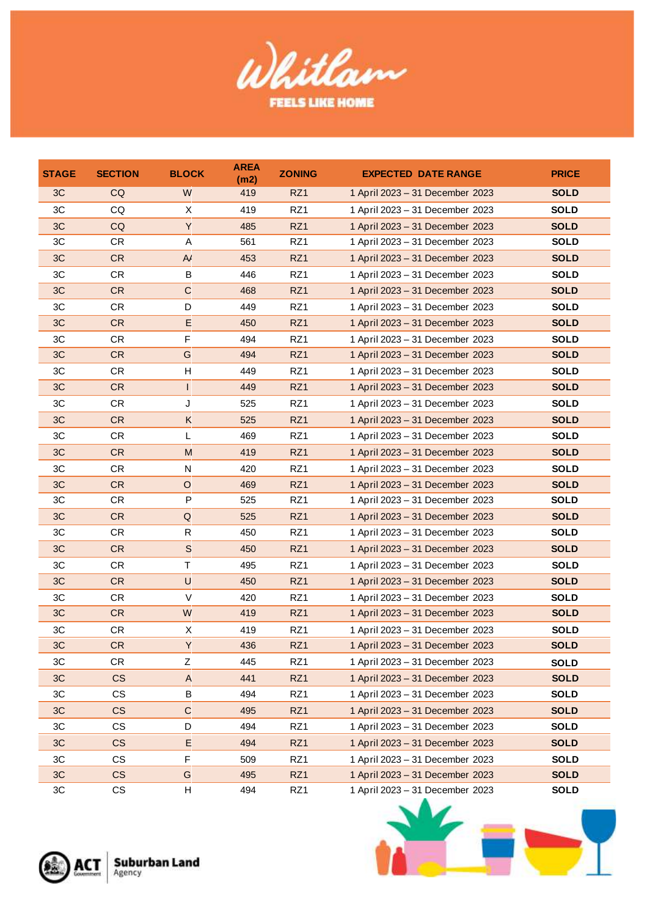Whitlam

FEELS LIKE HOME

| STAGE | SECTION | BLOCK | AREA (m2) | ZONING | EXPECTED DATE RANGE | PRICE |
|---|---|---|---|---|---|---|
| 3C | CQ | W | 419 | RZ1 | 1 April 2023 – 31 December 2023 | SOLD |
| 3C | CQ | X | 419 | RZ1 | 1 April 2023 – 31 December 2023 | SOLD |
| 3C | CQ | Y | 485 | RZ1 | 1 April 2023 – 31 December 2023 | SOLD |
| 3C | CR | A | 561 | RZ1 | 1 April 2023 – 31 December 2023 | SOLD |
| 3C | CR | AA | 453 | RZ1 | 1 April 2023 – 31 December 2023 | SOLD |
| 3C | CR | B | 446 | RZ1 | 1 April 2023 – 31 December 2023 | SOLD |
| 3C | CR | C | 468 | RZ1 | 1 April 2023 – 31 December 2023 | SOLD |
| 3C | CR | D | 449 | RZ1 | 1 April 2023 – 31 December 2023 | SOLD |
| 3C | CR | E | 450 | RZ1 | 1 April 2023 – 31 December 2023 | SOLD |
| 3C | CR | F | 494 | RZ1 | 1 April 2023 – 31 December 2023 | SOLD |
| 3C | CR | G | 494 | RZ1 | 1 April 2023 – 31 December 2023 | SOLD |
| 3C | CR | H | 449 | RZ1 | 1 April 2023 – 31 December 2023 | SOLD |
| 3C | CR | I | 449 | RZ1 | 1 April 2023 – 31 December 2023 | SOLD |
| 3C | CR | J | 525 | RZ1 | 1 April 2023 – 31 December 2023 | SOLD |
| 3C | CR | K | 525 | RZ1 | 1 April 2023 – 31 December 2023 | SOLD |
| 3C | CR | L | 469 | RZ1 | 1 April 2023 – 31 December 2023 | SOLD |
| 3C | CR | M | 419 | RZ1 | 1 April 2023 – 31 December 2023 | SOLD |
| 3C | CR | N | 420 | RZ1 | 1 April 2023 – 31 December 2023 | SOLD |
| 3C | CR | O | 469 | RZ1 | 1 April 2023 – 31 December 2023 | SOLD |
| 3C | CR | P | 525 | RZ1 | 1 April 2023 – 31 December 2023 | SOLD |
| 3C | CR | Q | 525 | RZ1 | 1 April 2023 – 31 December 2023 | SOLD |
| 3C | CR | R | 450 | RZ1 | 1 April 2023 – 31 December 2023 | SOLD |
| 3C | CR | S | 450 | RZ1 | 1 April 2023 – 31 December 2023 | SOLD |
| 3C | CR | T | 495 | RZ1 | 1 April 2023 – 31 December 2023 | SOLD |
| 3C | CR | U | 450 | RZ1 | 1 April 2023 – 31 December 2023 | SOLD |
| 3C | CR | V | 420 | RZ1 | 1 April 2023 – 31 December 2023 | SOLD |
| 3C | CR | W | 419 | RZ1 | 1 April 2023 – 31 December 2023 | SOLD |
| 3C | CR | X | 419 | RZ1 | 1 April 2023 – 31 December 2023 | SOLD |
| 3C | CR | Y | 436 | RZ1 | 1 April 2023 – 31 December 2023 | SOLD |
| 3C | CR | Z | 445 | RZ1 | 1 April 2023 – 31 December 2023 | SOLD |
| 3C | CS | A | 441 | RZ1 | 1 April 2023 – 31 December 2023 | SOLD |
| 3C | CS | B | 494 | RZ1 | 1 April 2023 – 31 December 2023 | SOLD |
| 3C | CS | C | 495 | RZ1 | 1 April 2023 – 31 December 2023 | SOLD |
| 3C | CS | D | 494 | RZ1 | 1 April 2023 – 31 December 2023 | SOLD |
| 3C | CS | E | 494 | RZ1 | 1 April 2023 – 31 December 2023 | SOLD |
| 3C | CS | F | 509 | RZ1 | 1 April 2023 – 31 December 2023 | SOLD |
| 3C | CS | G | 495 | RZ1 | 1 April 2023 – 31 December 2023 | SOLD |
| 3C | CS | H | 494 | RZ1 | 1 April 2023 – 31 December 2023 | SOLD |

ACT Government | Suburban Land Agency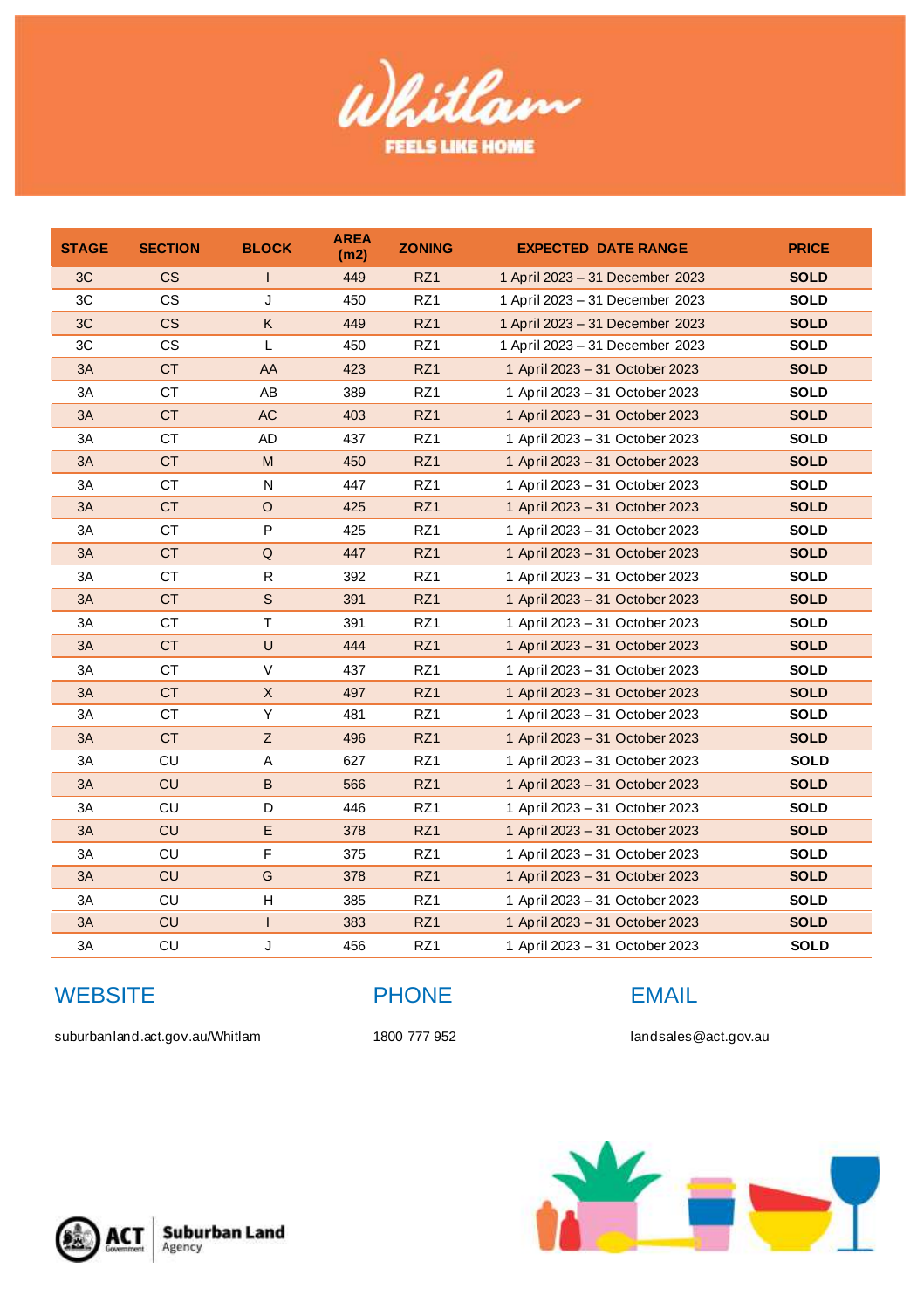# Whitlam

FEELS LIKE HOME

| STAGE | SECTION | BLOCK | AREA (m2) | ZONING | EXPECTED DATE RANGE | PRICE |
|---|---|---|---|---|---|---|
| 3C | CS | I | 449 | RZ1 | 1 April 2023 – 31 December 2023 | **SOLD** |
| 3C | CS | J | 450 | RZ1 | 1 April 2023 – 31 December 2023 | **SOLD** |
| 3C | CS | K | 449 | RZ1 | 1 April 2023 – 31 December 2023 | **SOLD** |
| 3C | CS | L | 450 | RZ1 | 1 April 2023 – 31 December 2023 | **SOLD** |
| 3A | CT | AA | 423 | RZ1 | 1 April 2023 – 31 October 2023 | **SOLD** |
| 3A | CT | AB | 389 | RZ1 | 1 April 2023 – 31 October 2023 | **SOLD** |
| 3A | CT | AC | 403 | RZ1 | 1 April 2023 – 31 October 2023 | **SOLD** |
| 3A | CT | AD | 437 | RZ1 | 1 April 2023 – 31 October 2023 | **SOLD** |
| 3A | CT | M | 450 | RZ1 | 1 April 2023 – 31 October 2023 | **SOLD** |
| 3A | CT | N | 447 | RZ1 | 1 April 2023 – 31 October 2023 | **SOLD** |
| 3A | CT | O | 425 | RZ1 | 1 April 2023 – 31 October 2023 | **SOLD** |
| 3A | CT | P | 425 | RZ1 | 1 April 2023 – 31 October 2023 | **SOLD** |
| 3A | CT | Q | 447 | RZ1 | 1 April 2023 – 31 October 2023 | **SOLD** |
| 3A | CT | R | 392 | RZ1 | 1 April 2023 – 31 October 2023 | **SOLD** |
| 3A | CT | S | 391 | RZ1 | 1 April 2023 – 31 October 2023 | **SOLD** |
| 3A | CT | T | 391 | RZ1 | 1 April 2023 – 31 October 2023 | **SOLD** |
| 3A | CT | U | 444 | RZ1 | 1 April 2023 – 31 October 2023 | **SOLD** |
| 3A | CT | V | 437 | RZ1 | 1 April 2023 – 31 October 2023 | **SOLD** |
| 3A | CT | X | 497 | RZ1 | 1 April 2023 – 31 October 2023 | **SOLD** |
| 3A | CT | Y | 481 | RZ1 | 1 April 2023 – 31 October 2023 | **SOLD** |
| 3A | CT | Z | 496 | RZ1 | 1 April 2023 – 31 October 2023 | **SOLD** |
| 3A | CU | A | 627 | RZ1 | 1 April 2023 – 31 October 2023 | **SOLD** |
| 3A | CU | B | 566 | RZ1 | 1 April 2023 – 31 October 2023 | **SOLD** |
| 3A | CU | D | 446 | RZ1 | 1 April 2023 – 31 October 2023 | **SOLD** |
| 3A | CU | E | 378 | RZ1 | 1 April 2023 – 31 October 2023 | **SOLD** |
| 3A | CU | F | 375 | RZ1 | 1 April 2023 – 31 October 2023 | **SOLD** |
| 3A | CU | G | 378 | RZ1 | 1 April 2023 – 31 October 2023 | **SOLD** |
| 3A | CU | H | 385 | RZ1 | 1 April 2023 – 31 October 2023 | **SOLD** |
| 3A | CU | I | 383 | RZ1 | 1 April 2023 – 31 October 2023 | **SOLD** |
| 3A | CU | J | 456 | RZ1 | 1 April 2023 – 31 October 2023 | **SOLD** |

## WEBSITE

suburbanland.act.gov.au/Whitlam

## PHONE

1800 777 952

## EMAIL

landsales@act.gov.au

ACT Government | Suburban Land Agency